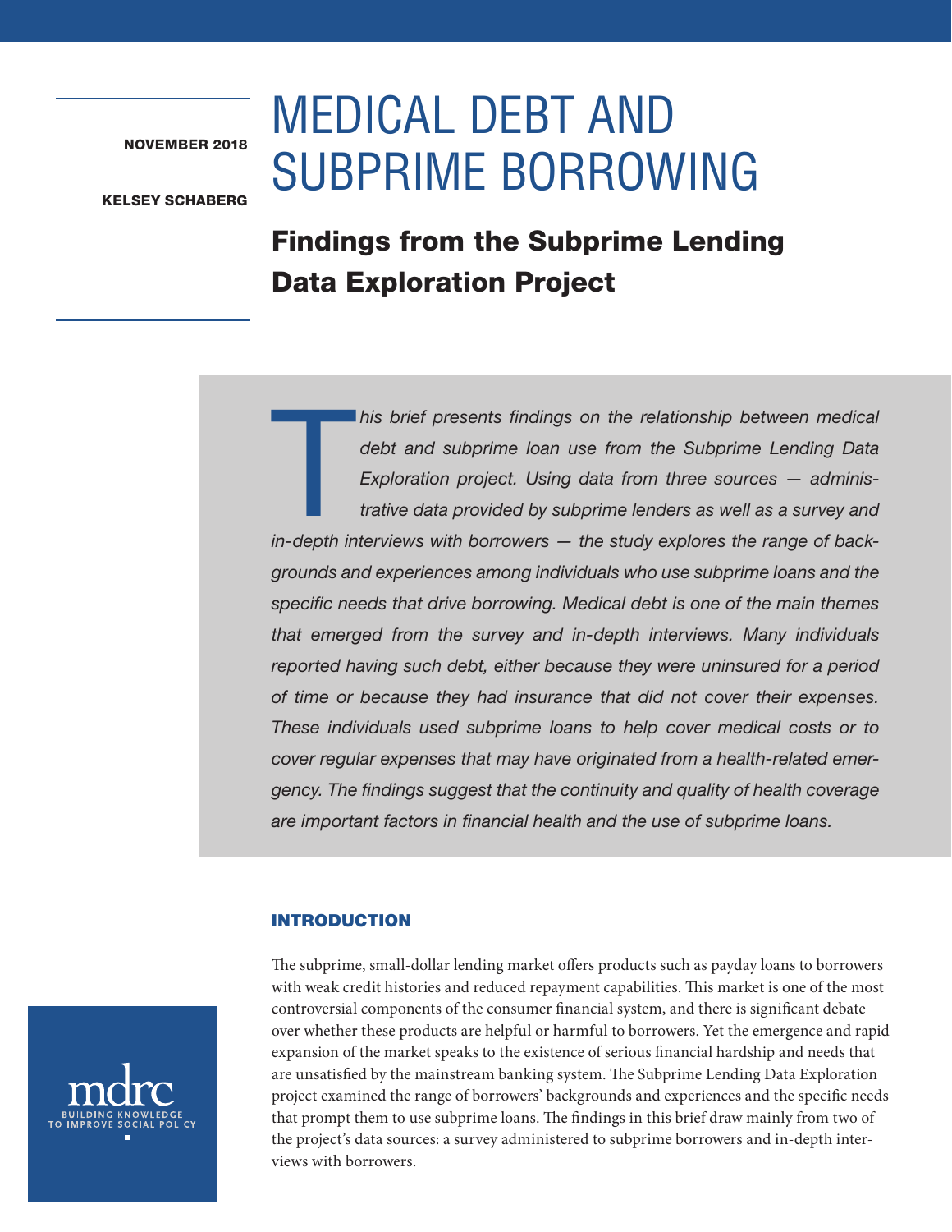NOVEMBER 2018

KELSEY SCHABERG

# MEDICAL DEBT AND SUBPRIME BORROWING

## Findings from the Subprime Lending Data Exploration Project

*This brief presents findings on the relationship between medical debt and subprime loan use from the Subprime Lending Data Exploration project. Using data from three sources — administrative data provided by subprime lenders as well as a survey and in-depth interviews with borrowers — the study explores the range of backgrounds and experiences among individuals who use subprime loans and the specific needs that drive borrowing. Medical debt is one of the main themes that emerged from the survey and in-depth interviews. Many individuals reported having such debt, either because they were uninsured for a period of time or because they had insurance that did not cover their expenses. These individuals used subprime loans to help cover medical costs or to cover regular expenses that may have originated from a health-related emergency. The findings suggest that the continuity and quality of health coverage are important factors in financial health and the use of subprime loans.*

### INTRODUCTION

The subprime, small-dollar lending market offers products such as payday loans to borrowers with weak credit histories and reduced repayment capabilities. This market is one of the most controversial components of the consumer financial system, and there is significant debate over whether these products are helpful or harmful to borrowers. Yet the emergence and rapid expansion of the market speaks to the existence of serious financial hardship and needs that are unsatisfied by the mainstream banking system. The Subprime Lending Data Exploration project examined the range of borrowers' backgrounds and experiences and the specific needs that prompt them to use subprime loans. The findings in this brief draw mainly from two of the project's data sources: a survey administered to subprime borrowers and in-depth interviews with borrowers.

mdrc
BUILDING KNOWLEDGE TO IMPROVE SOCIAL POLICY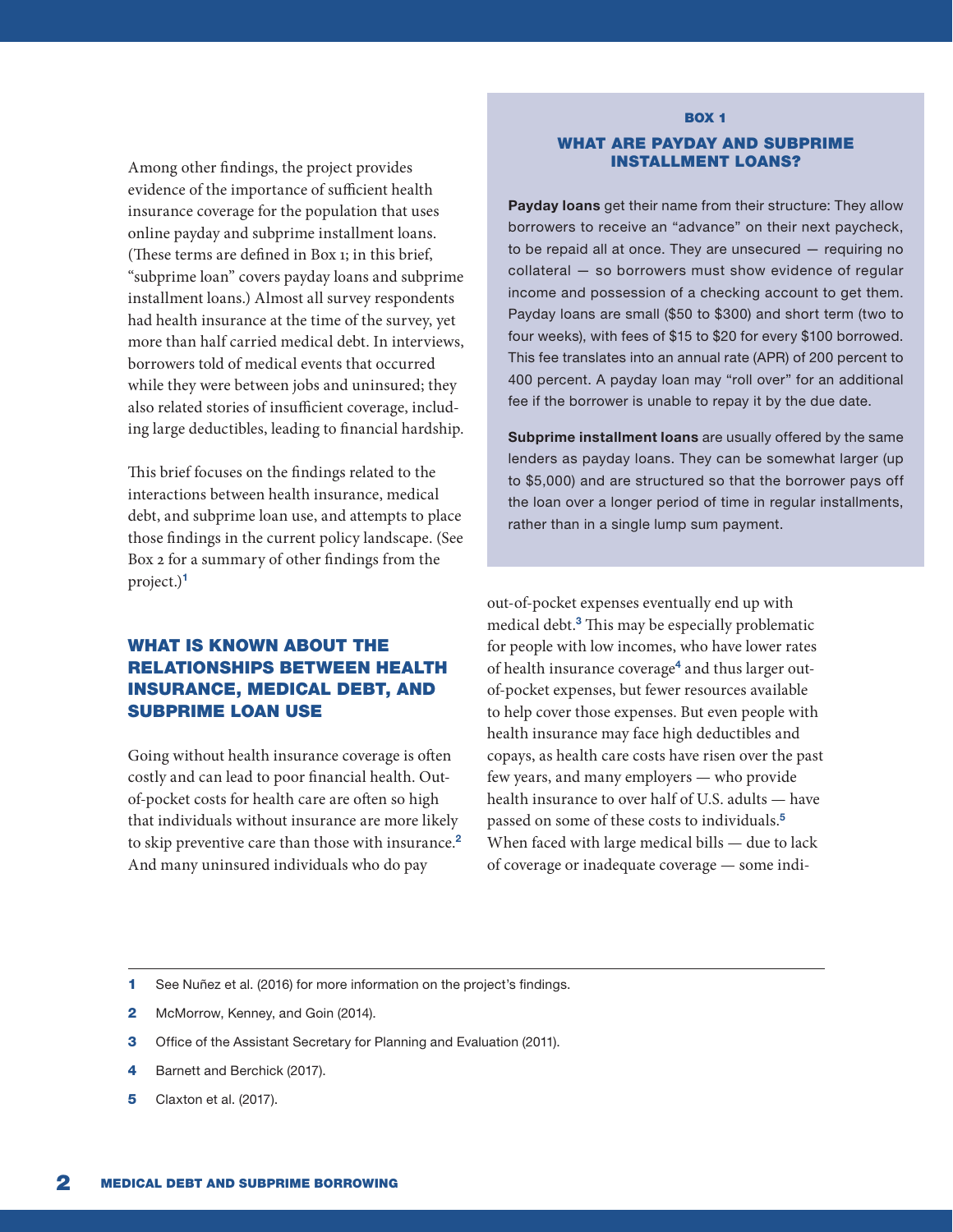Among other findings, the project provides evidence of the importance of sufficient health insurance coverage for the population that uses online payday and subprime installment loans. (These terms are defined in Box 1; in this brief, "subprime loan" covers payday loans and subprime installment loans.) Almost all survey respondents had health insurance at the time of the survey, yet more than half carried medical debt. In interviews, borrowers told of medical events that occurred while they were between jobs and uninsured; they also related stories of insufficient coverage, including large deductibles, leading to financial hardship.

This brief focuses on the findings related to the interactions between health insurance, medical debt, and subprime loan use, and attempts to place those findings in the current policy landscape. (See Box 2 for a summary of other findings from the project.)[1]

> **BOX 1**
>
> **WHAT ARE PAYDAY AND SUBPRIME INSTALLMENT LOANS?**
>
> **Payday loans** get their name from their structure: They allow borrowers to receive an "advance" on their next paycheck, to be repaid all at once. They are unsecured — requiring no collateral — so borrowers must show evidence of regular income and possession of a checking account to get them. Payday loans are small ($50 to $300) and short term (two to four weeks), with fees of $15 to $20 for every $100 borrowed. This fee translates into an annual rate (APR) of 200 percent to 400 percent. A payday loan may "roll over" for an additional fee if the borrower is unable to repay it by the due date.
>
> **Subprime installment loans** are usually offered by the same lenders as payday loans. They can be somewhat larger (up to $5,000) and are structured so that the borrower pays off the loan over a longer period of time in regular installments, rather than in a single lump sum payment.

## WHAT IS KNOWN ABOUT THE RELATIONSHIPS BETWEEN HEALTH INSURANCE, MEDICAL DEBT, AND SUBPRIME LOAN USE

Going without health insurance coverage is often costly and can lead to poor financial health. Out-of-pocket costs for health care are often so high that individuals without insurance are more likely to skip preventive care than those with insurance.[2] And many uninsured individuals who do pay out-of-pocket expenses eventually end up with medical debt.[3] This may be especially problematic for people with low incomes, who have lower rates of health insurance coverage[4] and thus larger out-of-pocket expenses, but fewer resources available to help cover those expenses. But even people with health insurance may face high deductibles and copays, as health care costs have risen over the past few years, and many employers — who provide health insurance to over half of U.S. adults — have passed on some of these costs to individuals.[5] When faced with large medical bills — due to lack of coverage or inadequate coverage — some indi-

---

1 See Nuñez et al. (2016) for more information on the project's findings.

2 McMorrow, Kenney, and Goin (2014).

3 Office of the Assistant Secretary for Planning and Evaluation (2011).

4 Barnett and Berchick (2017).

5 Claxton et al. (2017).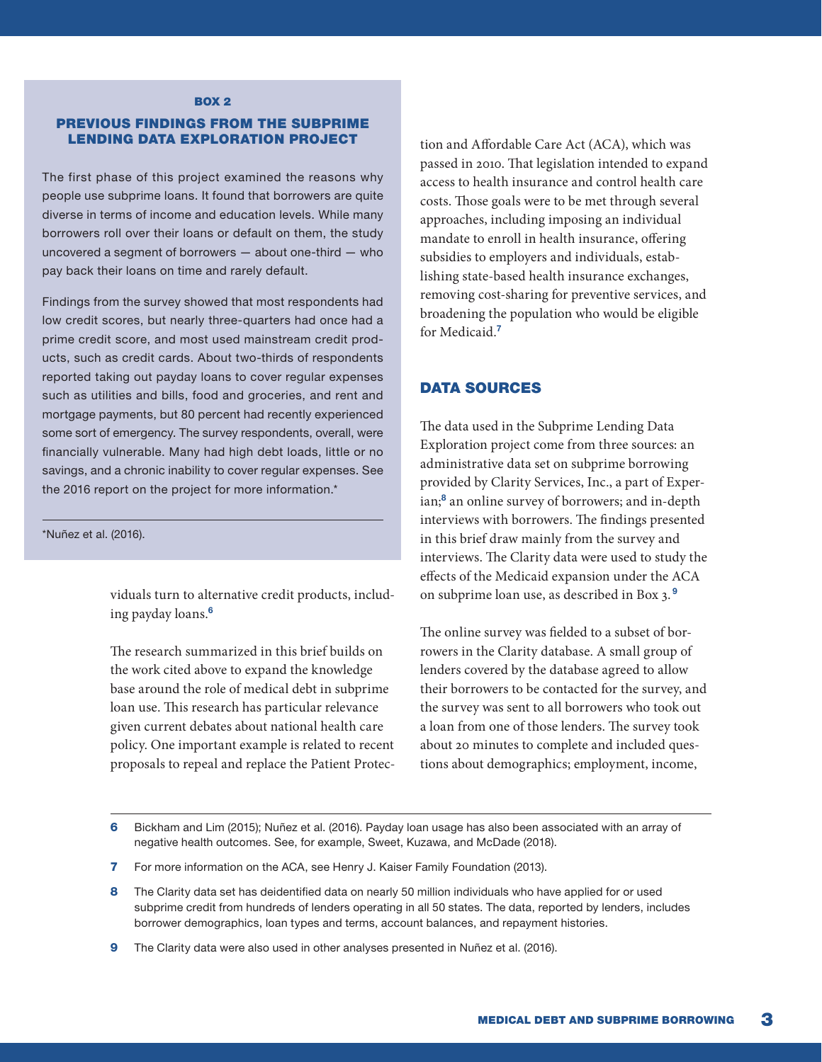### BOX 2

### PREVIOUS FINDINGS FROM THE SUBPRIME LENDING DATA EXPLORATION PROJECT

The first phase of this project examined the reasons why people use subprime loans. It found that borrowers are quite diverse in terms of income and education levels. While many borrowers roll over their loans or default on them, the study uncovered a segment of borrowers — about one-third — who pay back their loans on time and rarely default.

Findings from the survey showed that most respondents had low credit scores, but nearly three-quarters had once had a prime credit score, and most used mainstream credit products, such as credit cards. About two-thirds of respondents reported taking out payday loans to cover regular expenses such as utilities and bills, food and groceries, and rent and mortgage payments, but 80 percent had recently experienced some sort of emergency. The survey respondents, overall, were financially vulnerable. Many had high debt loads, little or no savings, and a chronic inability to cover regular expenses. See the 2016 report on the project for more information.*

*Nuñez et al. (2016).

---

viduals turn to alternative credit products, including payday loans.[6]

The research summarized in this brief builds on the work cited above to expand the knowledge base around the role of medical debt in subprime loan use. This research has particular relevance given current debates about national health care policy. One important example is related to recent proposals to repeal and replace the Patient Protection and Affordable Care Act (ACA), which was passed in 2010. That legislation intended to expand access to health insurance and control health care costs. Those goals were to be met through several approaches, including imposing an individual mandate to enroll in health insurance, offering subsidies to employers and individuals, establishing state-based health insurance exchanges, removing cost-sharing for preventive services, and broadening the population who would be eligible for Medicaid.[7]

## DATA SOURCES

The data used in the Subprime Lending Data Exploration project come from three sources: an administrative data set on subprime borrowing provided by Clarity Services, Inc., a part of Experian;[8] an online survey of borrowers; and in-depth interviews with borrowers. The findings presented in this brief draw mainly from the survey and interviews. The Clarity data were used to study the effects of the Medicaid expansion under the ACA on subprime loan use, as described in Box 3.[9]

The online survey was fielded to a subset of borrowers in the Clarity database. A small group of lenders covered by the database agreed to allow their borrowers to be contacted for the survey, and the survey was sent to all borrowers who took out a loan from one of those lenders. The survey took about 20 minutes to complete and included questions about demographics; employment, income,

---

6 Bickham and Lim (2015); Nuñez et al. (2016). Payday loan usage has also been associated with an array of negative health outcomes. See, for example, Sweet, Kuzawa, and McDade (2018).

7 For more information on the ACA, see Henry J. Kaiser Family Foundation (2013).

8 The Clarity data set has deidentified data on nearly 50 million individuals who have applied for or used subprime credit from hundreds of lenders operating in all 50 states. The data, reported by lenders, includes borrower demographics, loan types and terms, account balances, and repayment histories.

9 The Clarity data were also used in other analyses presented in Nuñez et al. (2016).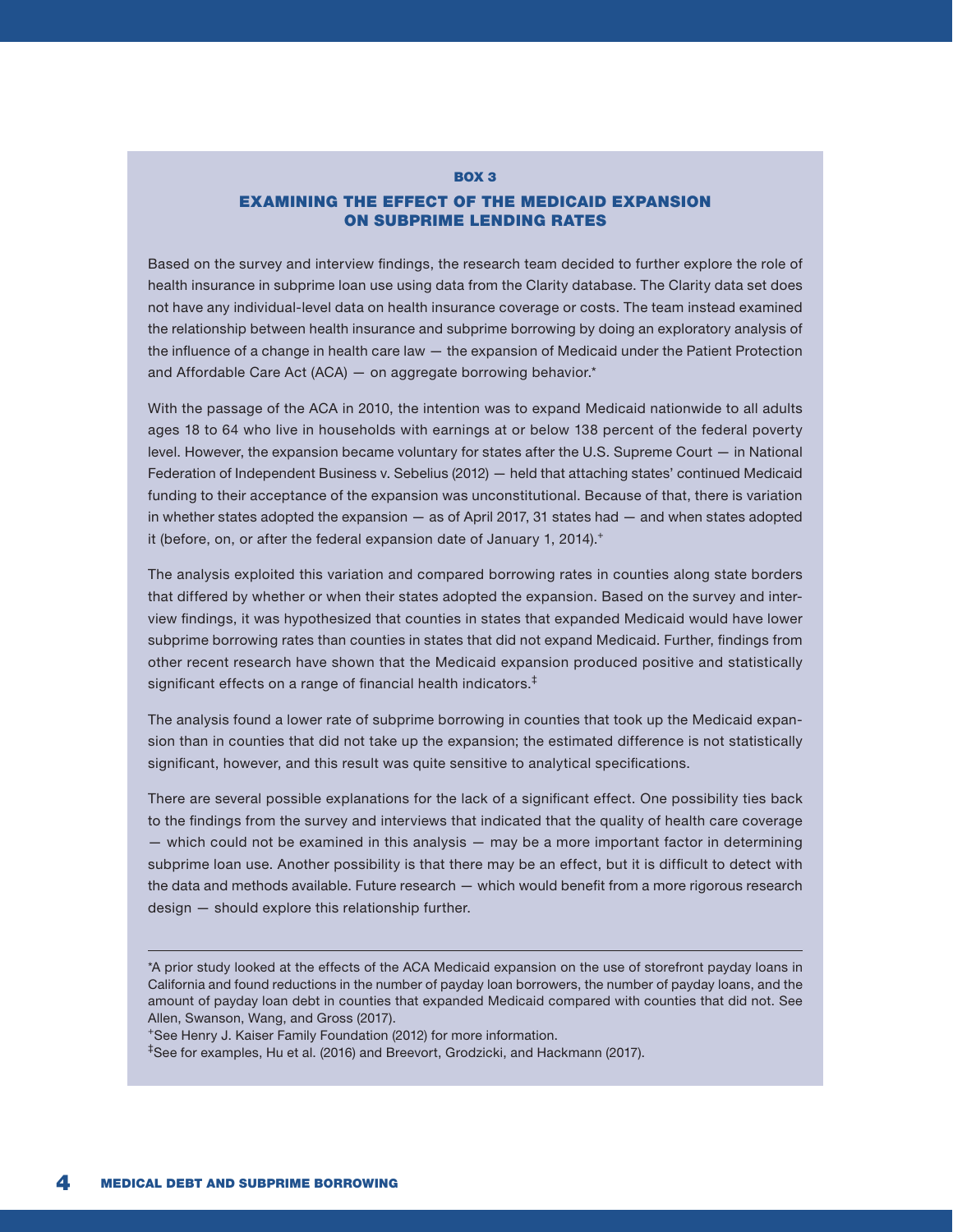### BOX 3

## EXAMINING THE EFFECT OF THE MEDICAID EXPANSION ON SUBPRIME LENDING RATES

Based on the survey and interview findings, the research team decided to further explore the role of health insurance in subprime loan use using data from the Clarity database. The Clarity data set does not have any individual-level data on health insurance coverage or costs. The team instead examined the relationship between health insurance and subprime borrowing by doing an exploratory analysis of the influence of a change in health care law — the expansion of Medicaid under the Patient Protection and Affordable Care Act (ACA) — on aggregate borrowing behavior.[*]

With the passage of the ACA in 2010, the intention was to expand Medicaid nationwide to all adults ages 18 to 64 who live in households with earnings at or below 138 percent of the federal poverty level. However, the expansion became voluntary for states after the U.S. Supreme Court — in National Federation of Independent Business v. Sebelius (2012) — held that attaching states' continued Medicaid funding to their acceptance of the expansion was unconstitutional. Because of that, there is variation in whether states adopted the expansion — as of April 2017, 31 states had — and when states adopted it (before, on, or after the federal expansion date of January 1, 2014).[+]

The analysis exploited this variation and compared borrowing rates in counties along state borders that differed by whether or when their states adopted the expansion. Based on the survey and interview findings, it was hypothesized that counties in states that expanded Medicaid would have lower subprime borrowing rates than counties in states that did not expand Medicaid. Further, findings from other recent research have shown that the Medicaid expansion produced positive and statistically significant effects on a range of financial health indicators.[‡]

The analysis found a lower rate of subprime borrowing in counties that took up the Medicaid expansion than in counties that did not take up the expansion; the estimated difference is not statistically significant, however, and this result was quite sensitive to analytical specifications.

There are several possible explanations for the lack of a significant effect. One possibility ties back to the findings from the survey and interviews that indicated that the quality of health care coverage — which could not be examined in this analysis — may be a more important factor in determining subprime loan use. Another possibility is that there may be an effect, but it is difficult to detect with the data and methods available. Future research — which would benefit from a more rigorous research design — should explore this relationship further.

---

*A prior study looked at the effects of the ACA Medicaid expansion on the use of storefront payday loans in California and found reductions in the number of payday loan borrowers, the number of payday loans, and the amount of payday loan debt in counties that expanded Medicaid compared with counties that did not. See Allen, Swanson, Wang, and Gross (2017).

+See Henry J. Kaiser Family Foundation (2012) for more information.

‡See for examples, Hu et al. (2016) and Breevort, Grodzicki, and Hackmann (2017).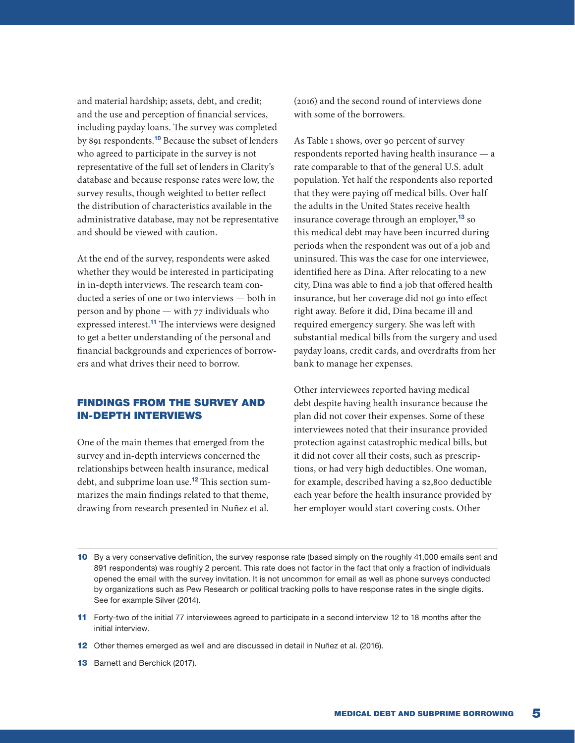and material hardship; assets, debt, and credit; and the use and perception of financial services, including payday loans. The survey was completed by 891 respondents.[10] Because the subset of lenders who agreed to participate in the survey is not representative of the full set of lenders in Clarity's database and because response rates were low, the survey results, though weighted to better reflect the distribution of characteristics available in the administrative database, may not be representative and should be viewed with caution.

At the end of the survey, respondents were asked whether they would be interested in participating in in-depth interviews. The research team conducted a series of one or two interviews — both in person and by phone — with 77 individuals who expressed interest.[11] The interviews were designed to get a better understanding of the personal and financial backgrounds and experiences of borrowers and what drives their need to borrow.

## FINDINGS FROM THE SURVEY AND IN-DEPTH INTERVIEWS

One of the main themes that emerged from the survey and in-depth interviews concerned the relationships between health insurance, medical debt, and subprime loan use.[12] This section summarizes the main findings related to that theme, drawing from research presented in Nuñez et al. (2016) and the second round of interviews done with some of the borrowers.

As Table 1 shows, over 90 percent of survey respondents reported having health insurance — a rate comparable to that of the general U.S. adult population. Yet half the respondents also reported that they were paying off medical bills. Over half the adults in the United States receive health insurance coverage through an employer,[13] so this medical debt may have been incurred during periods when the respondent was out of a job and uninsured. This was the case for one interviewee, identified here as Dina. After relocating to a new city, Dina was able to find a job that offered health insurance, but her coverage did not go into effect right away. Before it did, Dina became ill and required emergency surgery. She was left with substantial medical bills from the surgery and used payday loans, credit cards, and overdrafts from her bank to manage her expenses.

Other interviewees reported having medical debt despite having health insurance because the plan did not cover their expenses. Some of these interviewees noted that their insurance provided protection against catastrophic medical bills, but it did not cover all their costs, such as prescriptions, or had very high deductibles. One woman, for example, described having a $2,800 deductible each year before the health insurance provided by her employer would start covering costs. Other

---

10 By a very conservative definition, the survey response rate (based simply on the roughly 41,000 emails sent and 891 respondents) was roughly 2 percent. This rate does not factor in the fact that only a fraction of individuals opened the email with the survey invitation. It is not uncommon for email as well as phone surveys conducted by organizations such as Pew Research or political tracking polls to have response rates in the single digits. See for example Silver (2014).

11 Forty-two of the initial 77 interviewees agreed to participate in a second interview 12 to 18 months after the initial interview.

12 Other themes emerged as well and are discussed in detail in Nuñez et al. (2016).

13 Barnett and Berchick (2017).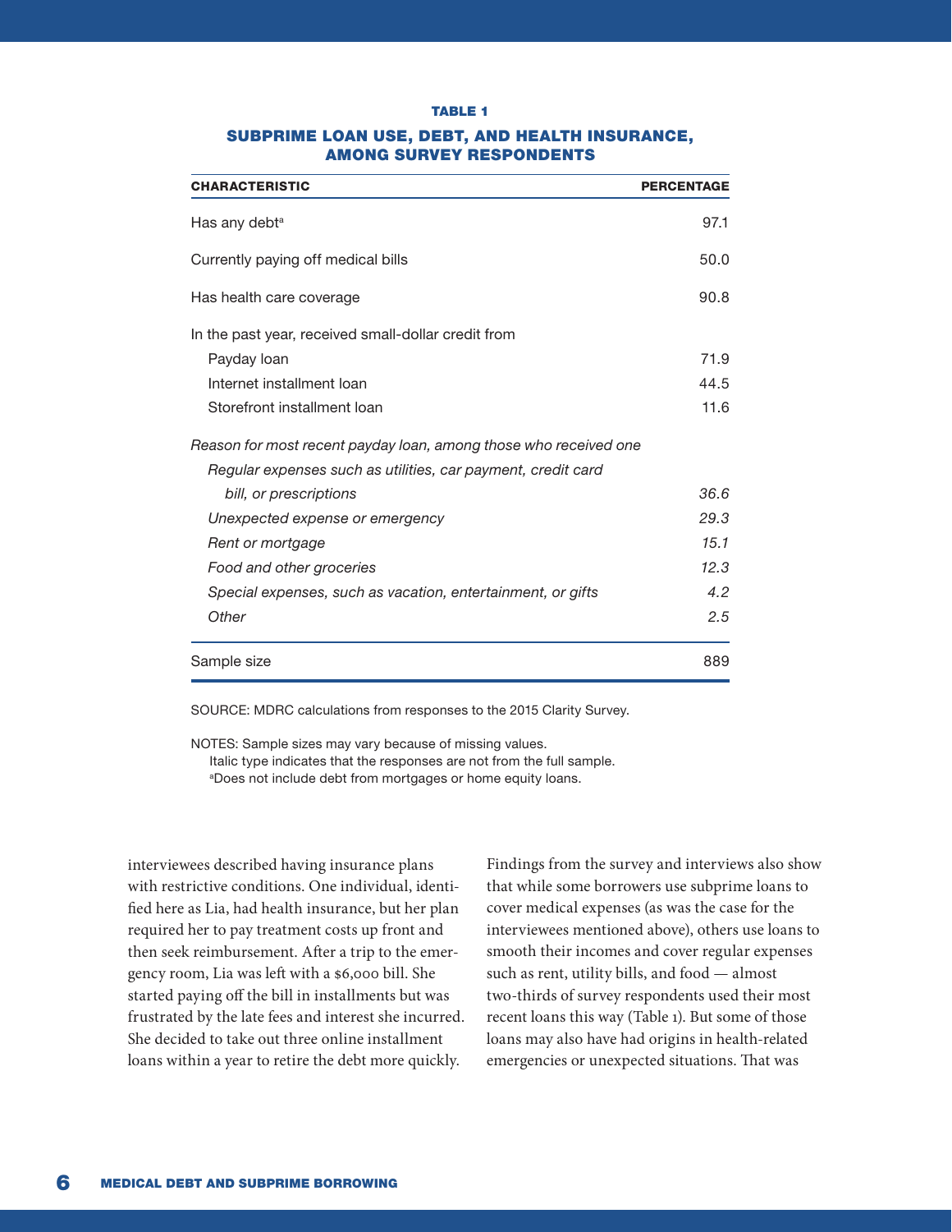**TABLE 1**

**SUBPRIME LOAN USE, DEBT, AND HEALTH INSURANCE, AMONG SURVEY RESPONDENTS**

| CHARACTERISTIC | PERCENTAGE |
|---|---|
| Has any debt[a] | 97.1 |
| Currently paying off medical bills | 50.0 |
| Has health care coverage | 90.8 |
| In the past year, received small-dollar credit from | |
| Payday loan | 71.9 |
| Internet installment loan | 44.5 |
| Storefront installment loan | 11.6 |
| *Reason for most recent payday loan, among those who received one* | |
| *Regular expenses such as utilities, car payment, credit card bill, or prescriptions* | *36.6* |
| *Unexpected expense or emergency* | *29.3* |
| *Rent or mortgage* | *15.1* |
| *Food and other groceries* | *12.3* |
| *Special expenses, such as vacation, entertainment, or gifts* | *4.2* |
| *Other* | *2.5* |
| Sample size | 889 |

SOURCE: MDRC calculations from responses to the 2015 Clarity Survey.

NOTES: Sample sizes may vary because of missing values.
Italic type indicates that the responses are not from the full sample.
[a]Does not include debt from mortgages or home equity loans.

interviewees described having insurance plans with restrictive conditions. One individual, identified here as Lia, had health insurance, but her plan required her to pay treatment costs up front and then seek reimbursement. After a trip to the emergency room, Lia was left with a $6,000 bill. She started paying off the bill in installments but was frustrated by the late fees and interest she incurred. She decided to take out three online installment loans within a year to retire the debt more quickly.

Findings from the survey and interviews also show that while some borrowers use subprime loans to cover medical expenses (as was the case for the interviewees mentioned above), others use loans to smooth their incomes and cover regular expenses such as rent, utility bills, and food — almost two-thirds of survey respondents used their most recent loans this way (Table 1). But some of those loans may also have had origins in health-related emergencies or unexpected situations. That was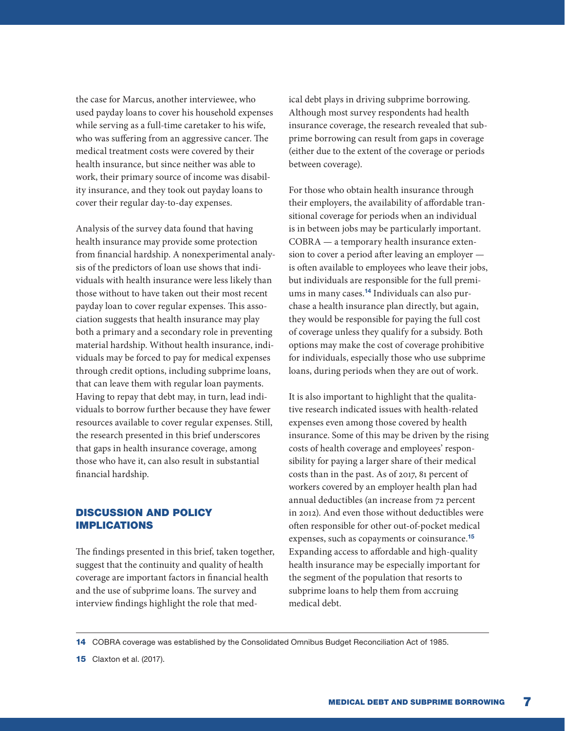the case for Marcus, another interviewee, who used payday loans to cover his household expenses while serving as a full-time caretaker to his wife, who was suffering from an aggressive cancer. The medical treatment costs were covered by their health insurance, but since neither was able to work, their primary source of income was disability insurance, and they took out payday loans to cover their regular day-to-day expenses.

Analysis of the survey data found that having health insurance may provide some protection from financial hardship. A nonexperimental analysis of the predictors of loan use shows that individuals with health insurance were less likely than those without to have taken out their most recent payday loan to cover regular expenses. This association suggests that health insurance may play both a primary and a secondary role in preventing material hardship. Without health insurance, individuals may be forced to pay for medical expenses through credit options, including subprime loans, that can leave them with regular loan payments. Having to repay that debt may, in turn, lead individuals to borrow further because they have fewer resources available to cover regular expenses. Still, the research presented in this brief underscores that gaps in health insurance coverage, among those who have it, can also result in substantial financial hardship.

## DISCUSSION AND POLICY IMPLICATIONS

The findings presented in this brief, taken together, suggest that the continuity and quality of health coverage are important factors in financial health and the use of subprime loans. The survey and interview findings highlight the role that medical debt plays in driving subprime borrowing. Although most survey respondents had health insurance coverage, the research revealed that subprime borrowing can result from gaps in coverage (either due to the extent of the coverage or periods between coverage).

For those who obtain health insurance through their employers, the availability of affordable transitional coverage for periods when an individual is in between jobs may be particularly important. COBRA — a temporary health insurance extension to cover a period after leaving an employer — is often available to employees who leave their jobs, but individuals are responsible for the full premiums in many cases.[14] Individuals can also purchase a health insurance plan directly, but again, they would be responsible for paying the full cost of coverage unless they qualify for a subsidy. Both options may make the cost of coverage prohibitive for individuals, especially those who use subprime loans, during periods when they are out of work.

It is also important to highlight that the qualitative research indicated issues with health-related expenses even among those covered by health insurance. Some of this may be driven by the rising costs of health coverage and employees' responsibility for paying a larger share of their medical costs than in the past. As of 2017, 81 percent of workers covered by an employer health plan had annual deductibles (an increase from 72 percent in 2012). And even those without deductibles were often responsible for other out-of-pocket medical expenses, such as copayments or coinsurance.[15] Expanding access to affordable and high-quality health insurance may be especially important for the segment of the population that resorts to subprime loans to help them from accruing medical debt.

---

14 COBRA coverage was established by the Consolidated Omnibus Budget Reconciliation Act of 1985.

15 Claxton et al. (2017).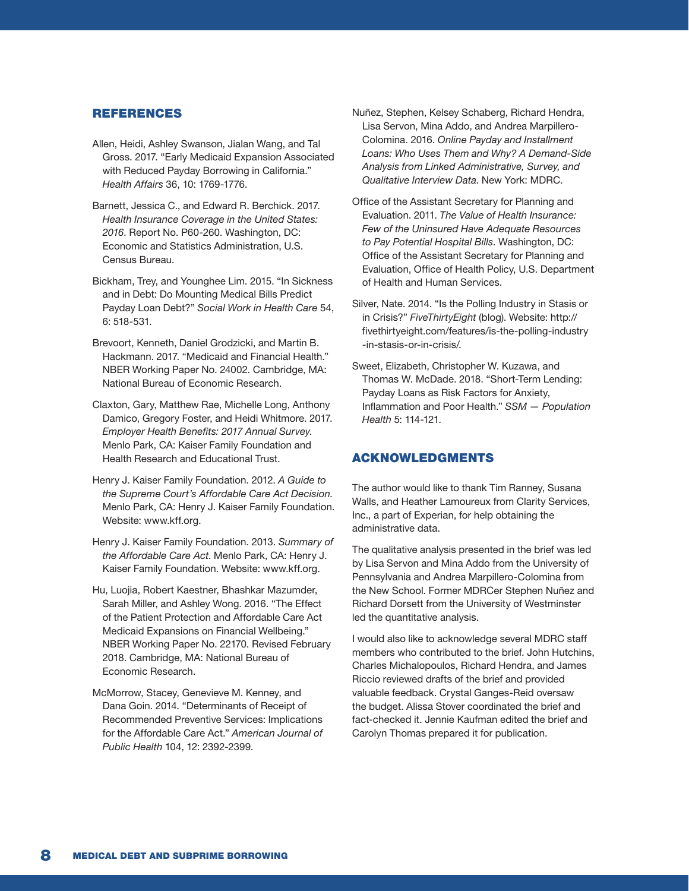## REFERENCES

Allen, Heidi, Ashley Swanson, Jialan Wang, and Tal Gross. 2017. "Early Medicaid Expansion Associated with Reduced Payday Borrowing in California." *Health Affairs* 36, 10: 1769-1776.

Barnett, Jessica C., and Edward R. Berchick. 2017. *Health Insurance Coverage in the United States: 2016*. Report No. P60-260. Washington, DC: Economic and Statistics Administration, U.S. Census Bureau.

Bickham, Trey, and Younghee Lim. 2015. "In Sickness and in Debt: Do Mounting Medical Bills Predict Payday Loan Debt?" *Social Work in Health Care* 54, 6: 518-531.

Brevoort, Kenneth, Daniel Grodzicki, and Martin B. Hackmann. 2017. "Medicaid and Financial Health." NBER Working Paper No. 24002. Cambridge, MA: National Bureau of Economic Research.

Claxton, Gary, Matthew Rae, Michelle Long, Anthony Damico, Gregory Foster, and Heidi Whitmore. 2017. *Employer Health Benefits: 2017 Annual Survey*. Menlo Park, CA: Kaiser Family Foundation and Health Research and Educational Trust.

Henry J. Kaiser Family Foundation. 2012. *A Guide to the Supreme Court's Affordable Care Act Decision.* Menlo Park, CA: Henry J. Kaiser Family Foundation. Website: www.kff.org.

Henry J. Kaiser Family Foundation. 2013. *Summary of the Affordable Care Act*. Menlo Park, CA: Henry J. Kaiser Family Foundation. Website: www.kff.org.

Hu, Luojia, Robert Kaestner, Bhashkar Mazumder, Sarah Miller, and Ashley Wong. 2016. "The Effect of the Patient Protection and Affordable Care Act Medicaid Expansions on Financial Wellbeing." NBER Working Paper No. 22170. Revised February 2018. Cambridge, MA: National Bureau of Economic Research.

McMorrow, Stacey, Genevieve M. Kenney, and Dana Goin. 2014. "Determinants of Receipt of Recommended Preventive Services: Implications for the Affordable Care Act." *American Journal of Public Health* 104, 12: 2392-2399.

Nuñez, Stephen, Kelsey Schaberg, Richard Hendra, Lisa Servon, Mina Addo, and Andrea Marpillero-Colomina. 2016. *Online Payday and Installment Loans: Who Uses Them and Why? A Demand-Side Analysis from Linked Administrative, Survey, and Qualitative Interview Data*. New York: MDRC.

Office of the Assistant Secretary for Planning and Evaluation. 2011. *The Value of Health Insurance: Few of the Uninsured Have Adequate Resources to Pay Potential Hospital Bills*. Washington, DC: Office of the Assistant Secretary for Planning and Evaluation, Office of Health Policy, U.S. Department of Health and Human Services.

Silver, Nate. 2014. "Is the Polling Industry in Stasis or in Crisis?" *FiveThirtyEight* (blog). Website: http://fivethirtyeight.com/features/is-the-polling-industry-in-stasis-or-in-crisis/.

Sweet, Elizabeth, Christopher W. Kuzawa, and Thomas W. McDade. 2018. "Short-Term Lending: Payday Loans as Risk Factors for Anxiety, Inflammation and Poor Health." *SSM — Population Health* 5: 114-121.

## ACKNOWLEDGMENTS

The author would like to thank Tim Ranney, Susana Walls, and Heather Lamoureux from Clarity Services, Inc., a part of Experian, for help obtaining the administrative data.

The qualitative analysis presented in the brief was led by Lisa Servon and Mina Addo from the University of Pennsylvania and Andrea Marpillero-Colomina from the New School. Former MDRCer Stephen Nuñez and Richard Dorsett from the University of Westminster led the quantitative analysis.

I would also like to acknowledge several MDRC staff members who contributed to the brief. John Hutchins, Charles Michalopoulos, Richard Hendra, and James Riccio reviewed drafts of the brief and provided valuable feedback. Crystal Ganges-Reid oversaw the budget. Alissa Stover coordinated the brief and fact-checked it. Jennie Kaufman edited the brief and Carolyn Thomas prepared it for publication.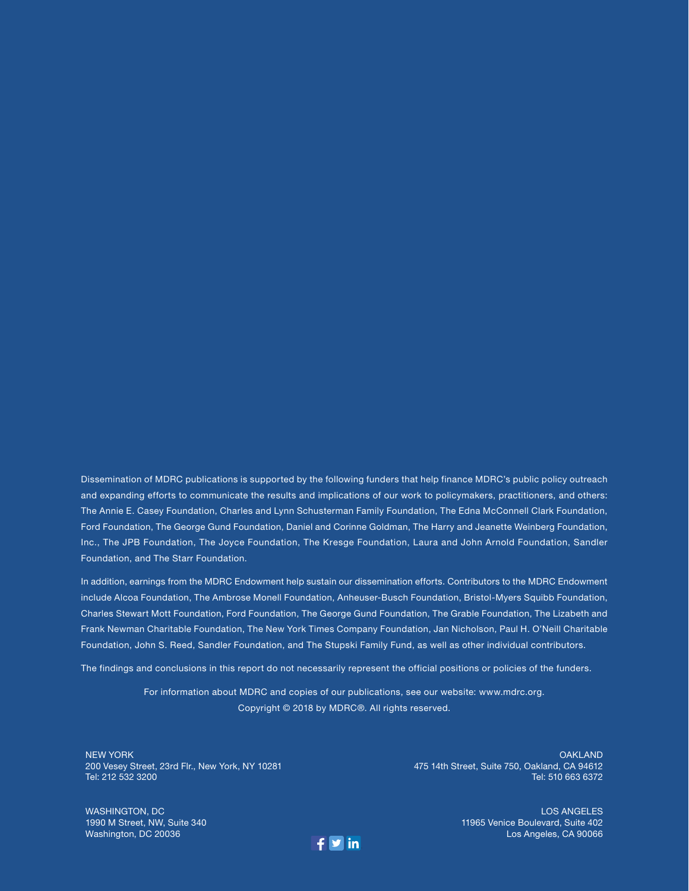Dissemination of MDRC publications is supported by the following funders that help finance MDRC's public policy outreach and expanding efforts to communicate the results and implications of our work to policymakers, practitioners, and others: The Annie E. Casey Foundation, Charles and Lynn Schusterman Family Foundation, The Edna McConnell Clark Foundation, Ford Foundation, The George Gund Foundation, Daniel and Corinne Goldman, The Harry and Jeanette Weinberg Foundation, Inc., The JPB Foundation, The Joyce Foundation, The Kresge Foundation, Laura and John Arnold Foundation, Sandler Foundation, and The Starr Foundation.

In addition, earnings from the MDRC Endowment help sustain our dissemination efforts. Contributors to the MDRC Endowment include Alcoa Foundation, The Ambrose Monell Foundation, Anheuser-Busch Foundation, Bristol-Myers Squibb Foundation, Charles Stewart Mott Foundation, Ford Foundation, The George Gund Foundation, The Grable Foundation, The Lizabeth and Frank Newman Charitable Foundation, The New York Times Company Foundation, Jan Nicholson, Paul H. O'Neill Charitable Foundation, John S. Reed, Sandler Foundation, and The Stupski Family Fund, as well as other individual contributors.

The findings and conclusions in this report do not necessarily represent the official positions or policies of the funders.

For information about MDRC and copies of our publications, see our website: www.mdrc.org.
Copyright © 2018 by MDRC®. All rights reserved.

NEW YORK
200 Vesey Street, 23rd Flr., New York, NY 10281
Tel: 212 532 3200

OAKLAND
475 14th Street, Suite 750, Oakland, CA 94612
Tel: 510 663 6372

WASHINGTON, DC
1990 M Street, NW, Suite 340
Washington, DC 20036

LOS ANGELES
11965 Venice Boulevard, Suite 402
Los Angeles, CA 90066